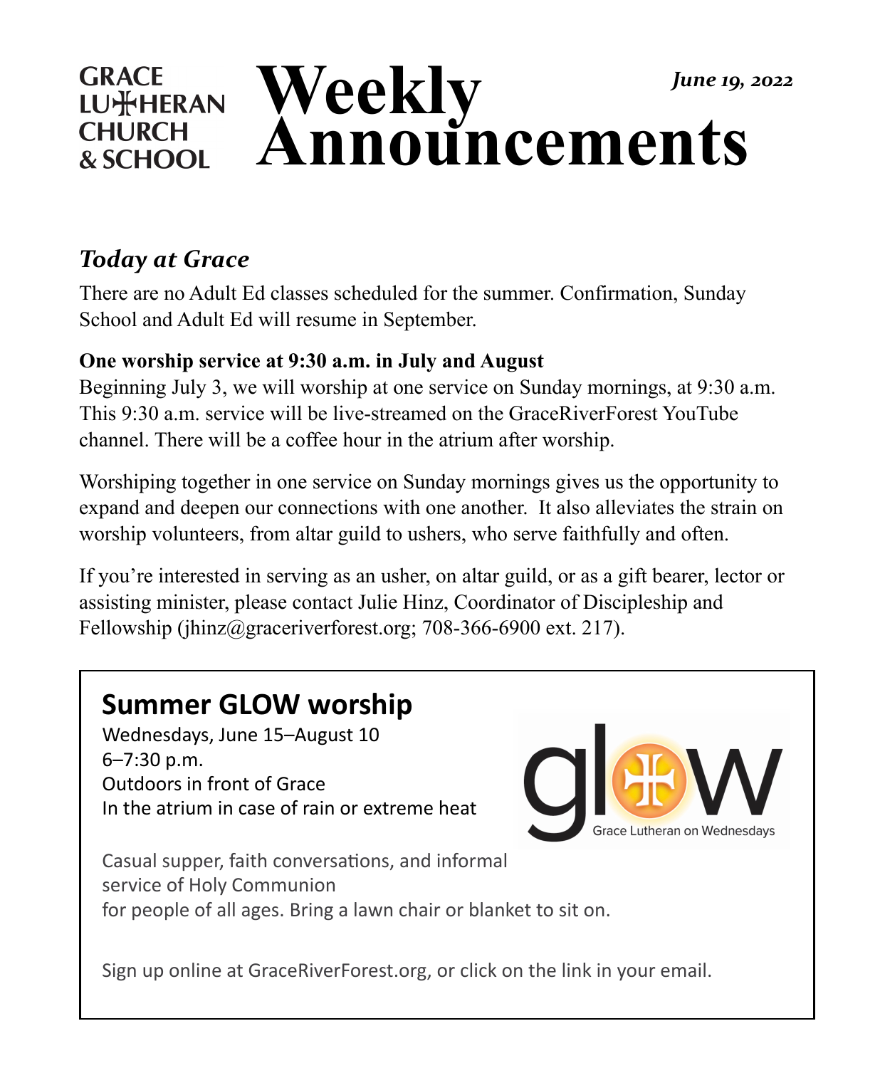GRACE LUTHERAN CHURCH & SCHOOL

# Weekly Announcements

*June 19, 2022*

## *Today at Grace*

There are no Adult Ed classes scheduled for the summer. Confirmation, Sunday School and Adult Ed will resume in September.

**One worship service at 9:30 a.m. in July and August**

Beginning July 3, we will worship at one service on Sunday mornings, at 9:30 a.m. This 9:30 a.m. service will be live-streamed on the GraceRiverForest YouTube channel. There will be a coffee hour in the atrium after worship.

Worshiping together in one service on Sunday mornings gives us the opportunity to expand and deepen our connections with one another. It also alleviates the strain on worship volunteers, from altar guild to ushers, who serve faithfully and often.

If you're interested in serving as an usher, on altar guild, or as a gift bearer, lector or assisting minister, please contact Julie Hinz, Coordinator of Discipleship and Fellowship (jhinz@graceriverforest.org; 708-366-6900 ext. 217).

## Summer GLOW worship

Wednesdays, June 15–August 10
6–7:30 p.m.
Outdoors in front of Grace
In the atrium in case of rain or extreme heat

glow — Grace Lutheran on Wednesdays

Casual supper, faith conversations, and informal service of Holy Communion for people of all ages. Bring a lawn chair or blanket to sit on.

Sign up online at GraceRiverForest.org, or click on the link in your email.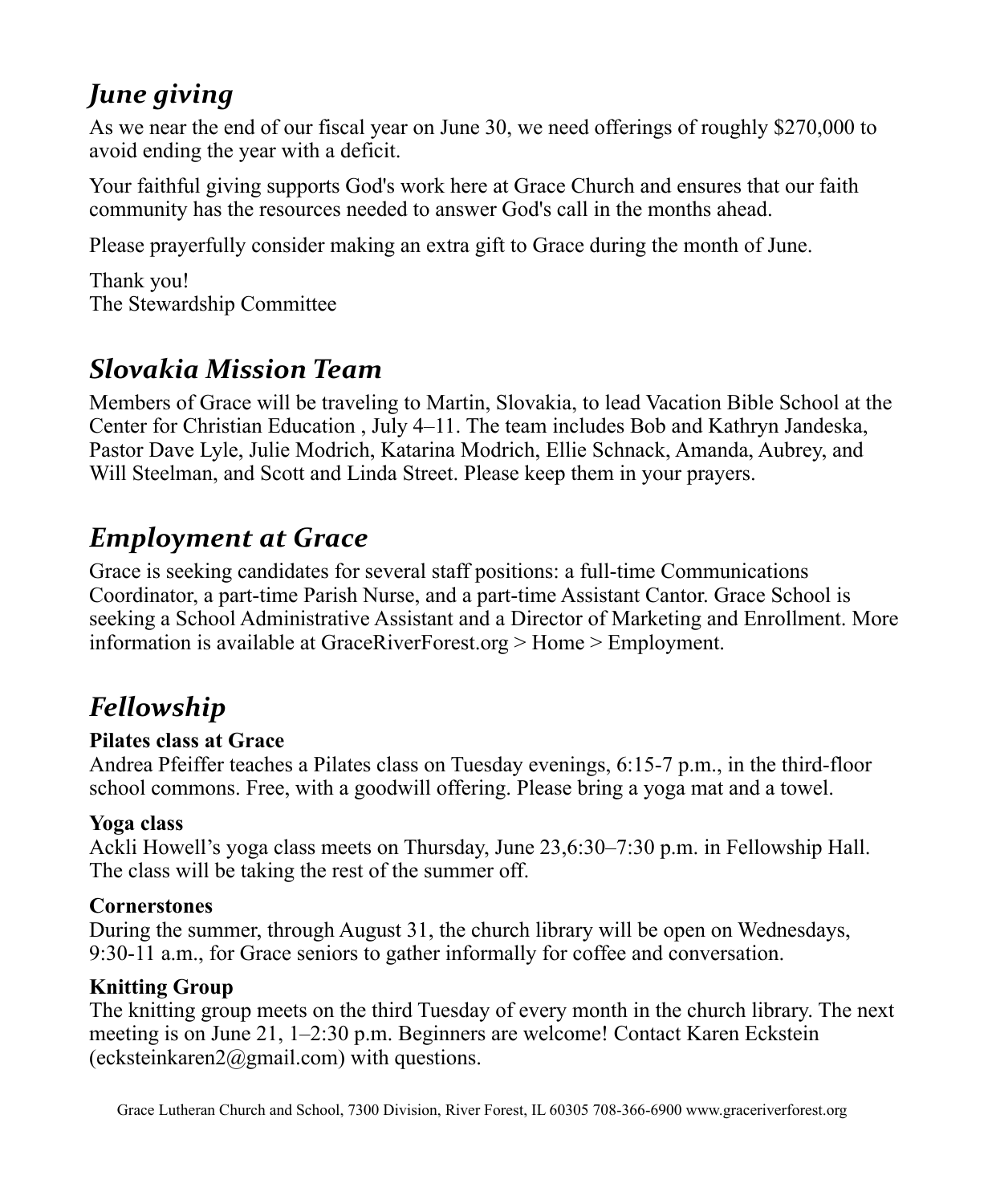## *June giving*

As we near the end of our fiscal year on June 30, we need offerings of roughly $270,000 to avoid ending the year with a deficit.

Your faithful giving supports God's work here at Grace Church and ensures that our faith community has the resources needed to answer God's call in the months ahead.

Please prayerfully consider making an extra gift to Grace during the month of June.

Thank you!
The Stewardship Committee

## *Slovakia Mission Team*

Members of Grace will be traveling to Martin, Slovakia, to lead Vacation Bible School at the Center for Christian Education , July 4–11. The team includes Bob and Kathryn Jandeska, Pastor Dave Lyle, Julie Modrich, Katarina Modrich, Ellie Schnack, Amanda, Aubrey, and Will Steelman, and Scott and Linda Street. Please keep them in your prayers.

## *Employment at Grace*

Grace is seeking candidates for several staff positions: a full-time Communications Coordinator, a part-time Parish Nurse, and a part-time Assistant Cantor. Grace School is seeking a School Administrative Assistant and a Director of Marketing and Enrollment. More information is available at GraceRiverForest.org > Home > Employment.

## *Fellowship*

**Pilates class at Grace**
Andrea Pfeiffer teaches a Pilates class on Tuesday evenings, 6:15-7 p.m., in the third-floor school commons. Free, with a goodwill offering. Please bring a yoga mat and a towel.

**Yoga class**
Ackli Howell's yoga class meets on Thursday, June 23,6:30–7:30 p.m. in Fellowship Hall. The class will be taking the rest of the summer off.

**Cornerstones**
During the summer, through August 31, the church library will be open on Wednesdays, 9:30-11 a.m., for Grace seniors to gather informally for coffee and conversation.

**Knitting Group**
The knitting group meets on the third Tuesday of every month in the church library. The next meeting is on June 21, 1–2:30 p.m. Beginners are welcome! Contact Karen Eckstein (ecksteinkaren2@gmail.com) with questions.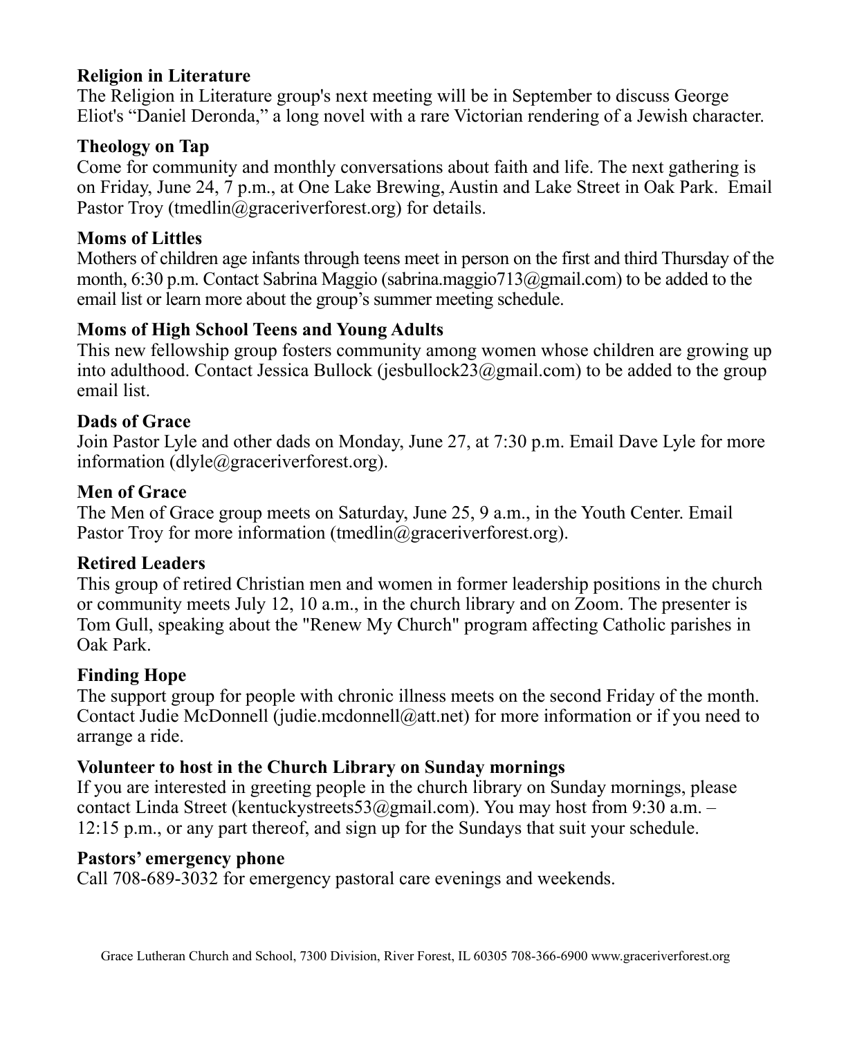**Religion in Literature**

The Religion in Literature group's next meeting will be in September to discuss George Eliot's “Daniel Deronda,” a long novel with a rare Victorian rendering of a Jewish character.

**Theology on Tap**

Come for community and monthly conversations about faith and life. The next gathering is on Friday, June 24, 7 p.m., at One Lake Brewing, Austin and Lake Street in Oak Park. Email Pastor Troy (tmedlin@graceriverforest.org) for details.

**Moms of Littles**

Mothers of children age infants through teens meet in person on the first and third Thursday of the month, 6:30 p.m. Contact Sabrina Maggio (sabrina.maggio713@gmail.com) to be added to the email list or learn more about the group’s summer meeting schedule.

**Moms of High School Teens and Young Adults**

This new fellowship group fosters community among women whose children are growing up into adulthood. Contact Jessica Bullock (jesbullock23@gmail.com) to be added to the group email list.

**Dads of Grace**

Join Pastor Lyle and other dads on Monday, June 27, at 7:30 p.m. Email Dave Lyle for more information (dlyle@graceriverforest.org).

**Men of Grace**

The Men of Grace group meets on Saturday, June 25, 9 a.m., in the Youth Center. Email Pastor Troy for more information (tmedlin@graceriverforest.org).

**Retired Leaders**

This group of retired Christian men and women in former leadership positions in the church or community meets July 12, 10 a.m., in the church library and on Zoom. The presenter is Tom Gull, speaking about the "Renew My Church" program affecting Catholic parishes in Oak Park.

**Finding Hope**

The support group for people with chronic illness meets on the second Friday of the month. Contact Judie McDonnell (judie.mcdonnell@att.net) for more information or if you need to arrange a ride.

**Volunteer to host in the Church Library on Sunday mornings**

If you are interested in greeting people in the church library on Sunday mornings, please contact Linda Street (kentuckystreets53@gmail.com). You may host from 9:30 a.m. – 12:15 p.m., or any part thereof, and sign up for the Sundays that suit your schedule.

**Pastors’ emergency phone**

Call 708-689-3032 for emergency pastoral care evenings and weekends.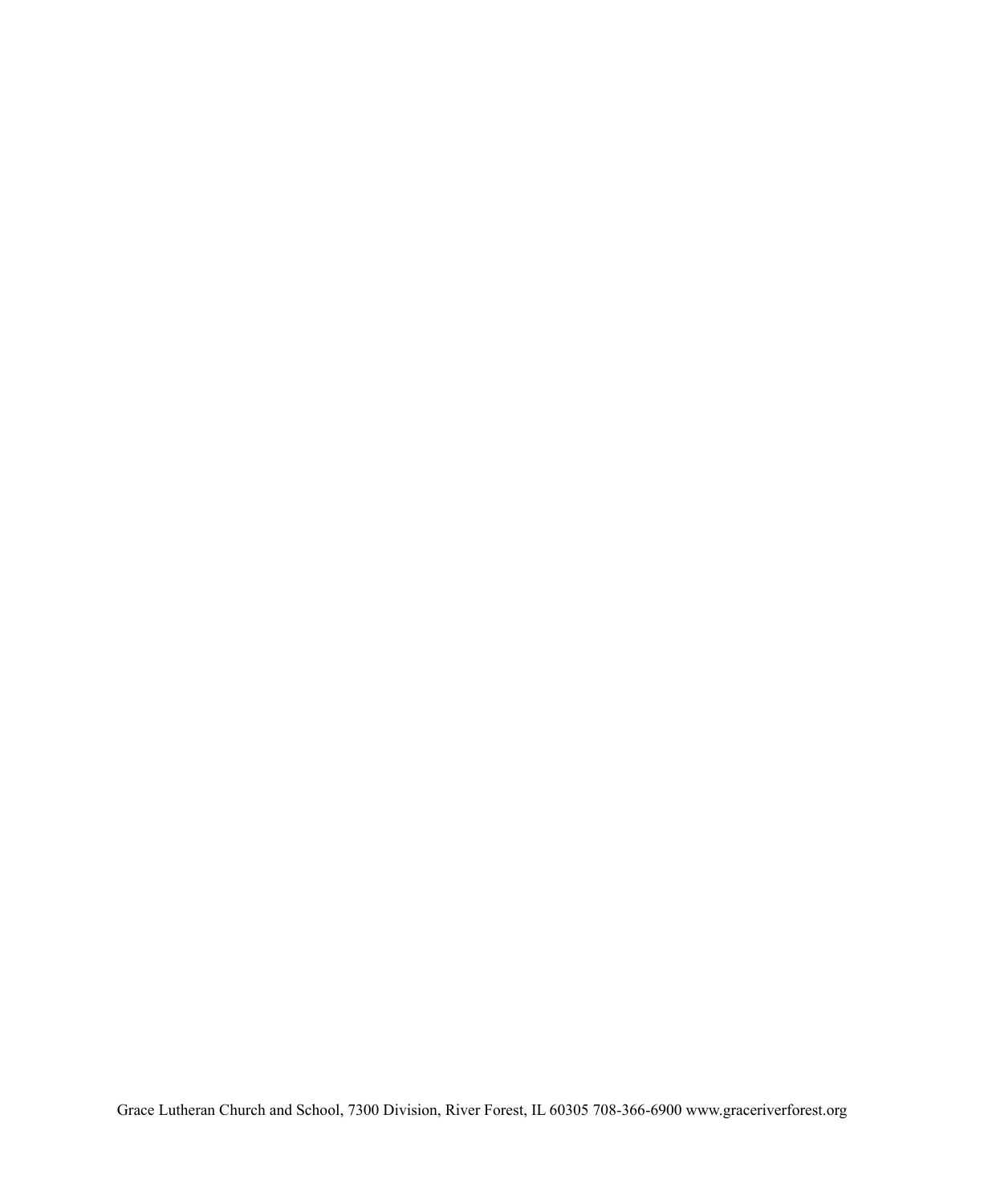Grace Lutheran Church and School, 7300 Division, River Forest, IL 60305 708-366-6900 www.graceriverforest.org